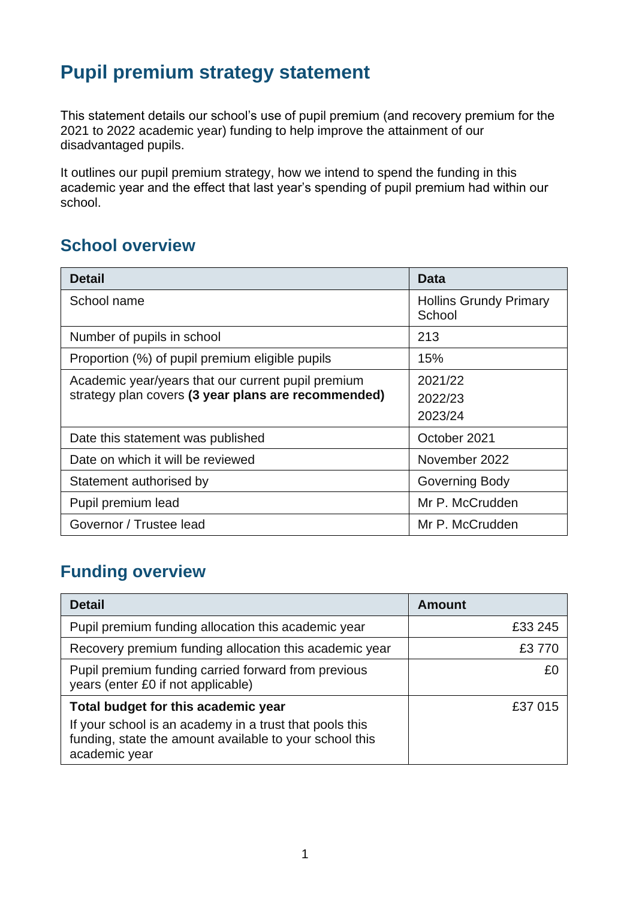# Pupil premium strategy statement

This statement details our school's use of pupil premium (and recovery premium for the 2021 to 2022 academic year) funding to help improve the attainment of our disadvantaged pupils.

It outlines our pupil premium strategy, how we intend to spend the funding in this academic year and the effect that last year's spending of pupil premium had within our school.

## School overview

| Detail | Data |
|---|---|
| School name | Hollins Grundy Primary School |
| Number of pupils in school | 213 |
| Proportion (%) of pupil premium eligible pupils | 15% |
| Academic year/years that our current pupil premium strategy plan covers **(3 year plans are recommended)** | 2021/22<br>2022/23<br>2023/24 |
| Date this statement was published | October 2021 |
| Date on which it will be reviewed | November 2022 |
| Statement authorised by | Governing Body |
| Pupil premium lead | Mr P. McCrudden |
| Governor / Trustee lead | Mr P. McCrudden |

## Funding overview

| Detail | Amount |
|---|---:|
| Pupil premium funding allocation this academic year | £33 245 |
| Recovery premium funding allocation this academic year | £3 770 |
| Pupil premium funding carried forward from previous years (enter £0 if not applicable) | £0 |
| **Total budget for this academic year**<br>If your school is an academy in a trust that pools this funding, state the amount available to your school this academic year | £37 015 |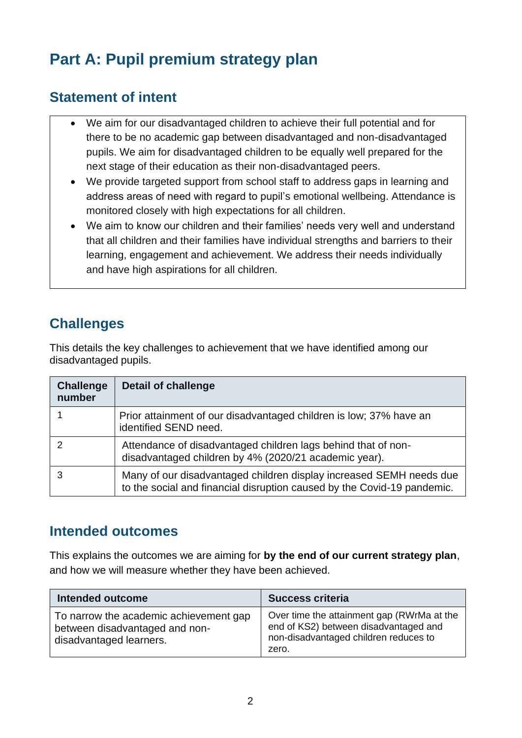# Part A: Pupil premium strategy plan

## Statement of intent

- We aim for our disadvantaged children to achieve their full potential and for there to be no academic gap between disadvantaged and non-disadvantaged pupils. We aim for disadvantaged children to be equally well prepared for the next stage of their education as their non-disadvantaged peers.
- We provide targeted support from school staff to address gaps in learning and address areas of need with regard to pupil's emotional wellbeing. Attendance is monitored closely with high expectations for all children.
- We aim to know our children and their families' needs very well and understand that all children and their families have individual strengths and barriers to their learning, engagement and achievement. We address their needs individually and have high aspirations for all children.

## Challenges

This details the key challenges to achievement that we have identified among our disadvantaged pupils.

| Challenge number | Detail of challenge |
| --- | --- |
| 1 | Prior attainment of our disadvantaged children is low; 37% have an identified SEND need. |
| 2 | Attendance of disadvantaged children lags behind that of non-disadvantaged children by 4% (2020/21 academic year). |
| 3 | Many of our disadvantaged children display increased SEMH needs due to the social and financial disruption caused by the Covid-19 pandemic. |

## Intended outcomes

This explains the outcomes we are aiming for **by the end of our current strategy plan**, and how we will measure whether they have been achieved.

| Intended outcome | Success criteria |
| --- | --- |
| To narrow the academic achievement gap between disadvantaged and non-disadvantaged learners. | Over time the attainment gap (RWrMa at the end of KS2) between disadvantaged and non-disadvantaged children reduces to zero. |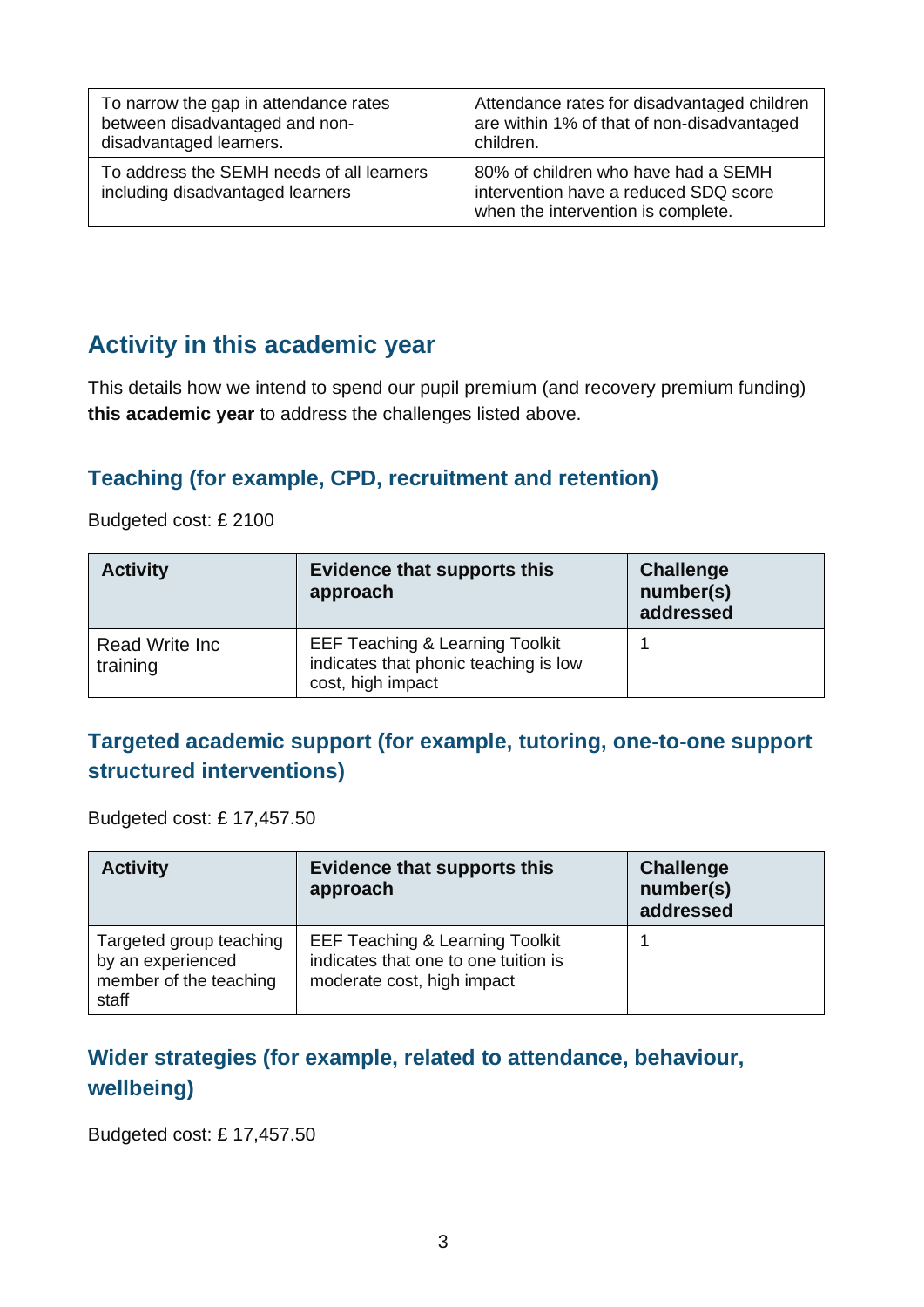| To narrow the gap in attendance rates between disadvantaged and non-disadvantaged learners. | Attendance rates for disadvantaged children are within 1% of that of non-disadvantaged children. |
| --- | --- |
| To address the SEMH needs of all learners including disadvantaged learners | 80% of children who have had a SEMH intervention have a reduced SDQ score when the intervention is complete. |

## Activity in this academic year

This details how we intend to spend our pupil premium (and recovery premium funding) **this academic year** to address the challenges listed above.

### Teaching (for example, CPD, recruitment and retention)

Budgeted cost: £ 2100

| Activity | Evidence that supports this approach | Challenge number(s) addressed |
| --- | --- | --- |
| Read Write Inc training | EEF Teaching & Learning Toolkit indicates that phonic teaching is low cost, high impact | 1 |

### Targeted academic support (for example, tutoring, one-to-one support structured interventions)

Budgeted cost: £ 17,457.50

| Activity | Evidence that supports this approach | Challenge number(s) addressed |
| --- | --- | --- |
| Targeted group teaching by an experienced member of the teaching staff | EEF Teaching & Learning Toolkit indicates that one to one tuition is moderate cost, high impact | 1 |

### Wider strategies (for example, related to attendance, behaviour, wellbeing)

Budgeted cost: £ 17,457.50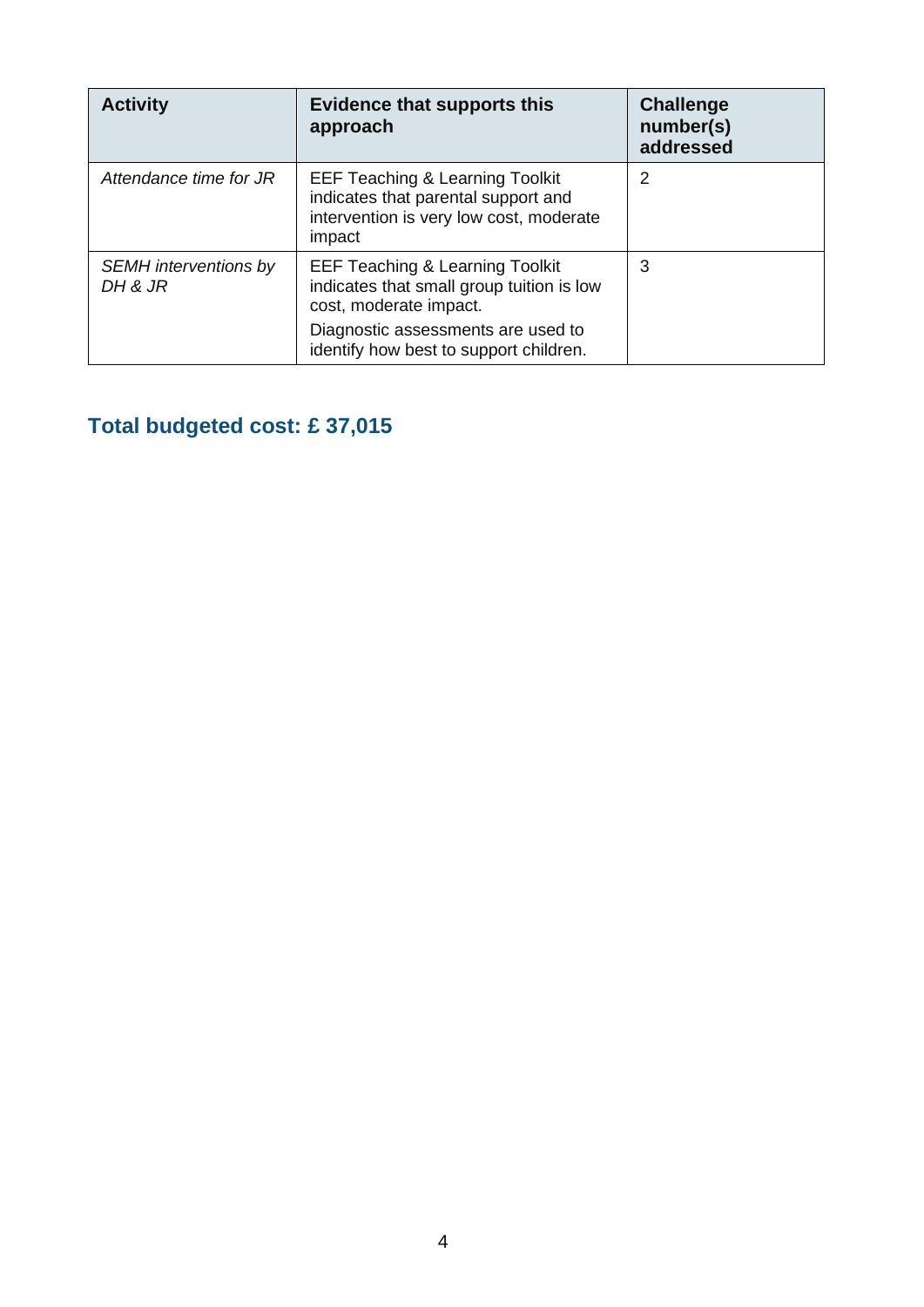| Activity | Evidence that supports this approach | Challenge number(s) addressed |
| --- | --- | --- |
| *Attendance time for JR* | EEF Teaching & Learning Toolkit indicates that parental support and intervention is very low cost, moderate impact | 2 |
| *SEMH interventions by DH & JR* | EEF Teaching & Learning Toolkit indicates that small group tuition is low cost, moderate impact.<br>Diagnostic assessments are used to identify how best to support children. | 3 |

## Total budgeted cost: £ 37,015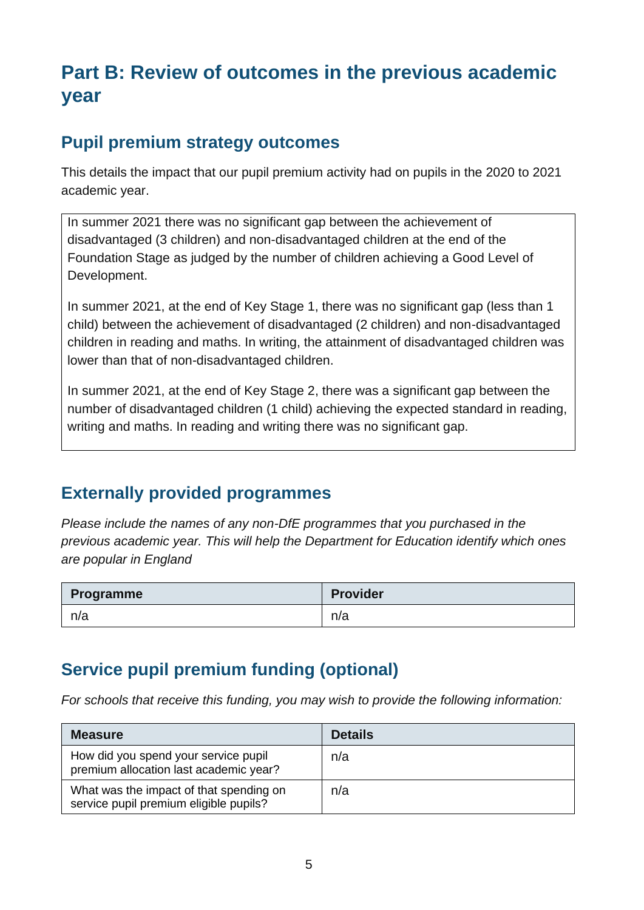# Part B: Review of outcomes in the previous academic year

## Pupil premium strategy outcomes

This details the impact that our pupil premium activity had on pupils in the 2020 to 2021 academic year.

In summer 2021 there was no significant gap between the achievement of disadvantaged (3 children) and non-disadvantaged children at the end of the Foundation Stage as judged by the number of children achieving a Good Level of Development.

In summer 2021, at the end of Key Stage 1, there was no significant gap (less than 1 child) between the achievement of disadvantaged (2 children) and non-disadvantaged children in reading and maths. In writing, the attainment of disadvantaged children was lower than that of non-disadvantaged children.

In summer 2021, at the end of Key Stage 2, there was a significant gap between the number of disadvantaged children (1 child) achieving the expected standard in reading, writing and maths. In reading and writing there was no significant gap.

## Externally provided programmes

*Please include the names of any non-DfE programmes that you purchased in the previous academic year. This will help the Department for Education identify which ones are popular in England*

| Programme | Provider |
|---|---|
| n/a | n/a |

## Service pupil premium funding (optional)

*For schools that receive this funding, you may wish to provide the following information:*

| Measure | Details |
|---|---|
| How did you spend your service pupil premium allocation last academic year? | n/a |
| What was the impact of that spending on service pupil premium eligible pupils? | n/a |